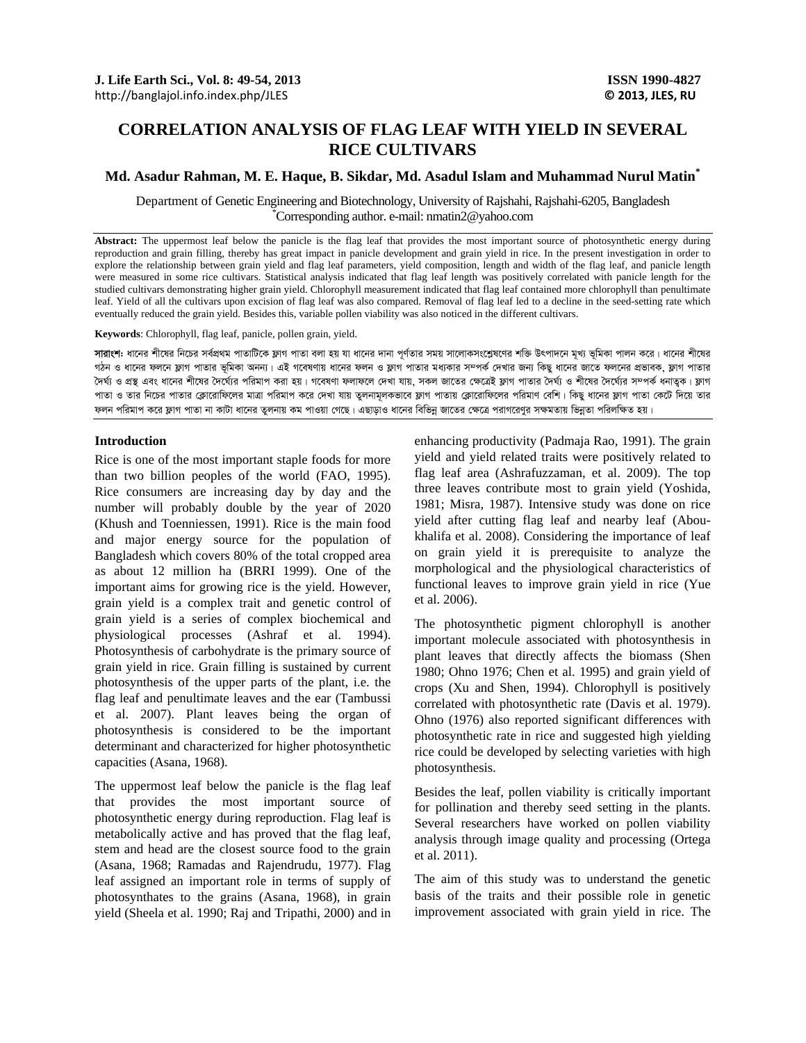# CORRELATION ANALYSIS OF FLAG LEAF WITH YIELD IN SEVERAL RICE CULTIVARS

**Md. Asadur Rahman, M. E. Haque, B. Sikdar, Md. Asadul Islam and Muhammad Nurul Matin[*]**

Department of Genetic Engineering and Biotechnology, University of Rajshahi, Rajshahi-6205, Bangladesh
[*]Corresponding author. e-mail: nmatin2@yahoo.com

**Abstract:** The uppermost leaf below the panicle is the flag leaf that provides the most important source of photosynthetic energy during reproduction and grain filling, thereby has great impact in panicle development and grain yield in rice. In the present investigation in order to explore the relationship between grain yield and flag leaf parameters, yield composition, length and width of the flag leaf, and panicle length were measured in some rice cultivars. Statistical analysis indicated that flag leaf length was positively correlated with panicle length for the studied cultivars demonstrating higher grain yield. Chlorophyll measurement indicated that flag leaf contained more chlorophyll than penultimate leaf. Yield of all the cultivars upon excision of flag leaf was also compared. Removal of flag leaf led to a decline in the seed-setting rate which eventually reduced the grain yield. Besides this, variable pollen viability was also noticed in the different cultivars.

**Keywords**: Chlorophyll, flag leaf, panicle, pollen grain, yield.

**সারাংশ:** ধানের শীষের নিচের সর্বপ্রথম পাতাটিকে ফ্লাগ পাতা বলা হয় যা ধানের দানা পূর্ণতার সময় সালোকসংশ্লেষণের শক্তি উৎপাদনে মূখ্য ভূমিকা পালন করে। ধানের শীষের গঠন ও ধানের ফলনে ফ্লাগ পাতার ভূমিকা অনন্য। এই গবেষণায় ধানের ফলন ও ফ্লাগ পাতার মধ্যকার সম্পর্ক দেখার জন্য কিছু ধানের জাতে ফলনের প্রভাবক, ফ্লাগ পাতার দৈর্ঘ্য ও প্রস্থ এবং ধানের শীষের দৈর্ঘ্যের পরিমাপ করা হয়। গবেষণা ফলাফলে দেখা যায়, সকল জাতের ক্ষেত্রেই ফ্লাগ পাতার দৈর্ঘ্য ও শীষের দৈর্ঘ্যের সম্পর্ক ধনাত্বক। ফ্লাগ পাতা ও তার নিচের পাতার ক্লোরোফিলের মাত্রা পরিমাপ করে দেখা যায় তুলনামূলকভাবে ফ্লাগ পাতায় ক্লোরোফিলের পরিমাণ বেশি। কিছু ধানের ফ্লাগ পাতা কেটে দিয়ে তার ফলন পরিমাপ করে ফ্লাগ পাতা না কাটা ধানের তুলনায় কম পাওয়া গেছে। এছাড়াও ধানের বিভিন্ন জাতের ক্ষেত্রে পরাগরেণুর সক্ষমতায় ভিন্নতা পরিলক্ষিত হয়।

## Introduction

Rice is one of the most important staple foods for more than two billion peoples of the world (FAO, 1995). Rice consumers are increasing day by day and the number will probably double by the year of 2020 (Khush and Toenniessen, 1991). Rice is the main food and major energy source for the population of Bangladesh which covers 80% of the total cropped area as about 12 million ha (BRRI 1999). One of the important aims for growing rice is the yield. However, grain yield is a complex trait and genetic control of grain yield is a series of complex biochemical and physiological processes (Ashraf et al. 1994). Photosynthesis of carbohydrate is the primary source of grain yield in rice. Grain filling is sustained by current photosynthesis of the upper parts of the plant, i.e. the flag leaf and penultimate leaves and the ear (Tambussi et al. 2007). Plant leaves being the organ of photosynthesis is considered to be the important determinant and characterized for higher photosynthetic capacities (Asana, 1968).

The uppermost leaf below the panicle is the flag leaf that provides the most important source of photosynthetic energy during reproduction. Flag leaf is metabolically active and has proved that the flag leaf, stem and head are the closest source food to the grain (Asana, 1968; Ramadas and Rajendrudu, 1977). Flag leaf assigned an important role in terms of supply of photosynthates to the grains (Asana, 1968), in grain yield (Sheela et al. 1990; Raj and Tripathi, 2000) and in enhancing productivity (Padmaja Rao, 1991). The grain yield and yield related traits were positively related to flag leaf area (Ashrafuzzaman, et al. 2009). The top three leaves contribute most to grain yield (Yoshida, 1981; Misra, 1987). Intensive study was done on rice yield after cutting flag leaf and nearby leaf (Abou-khalifa et al. 2008). Considering the importance of leaf on grain yield it is prerequisite to analyze the morphological and the physiological characteristics of functional leaves to improve grain yield in rice (Yue et al. 2006).

The photosynthetic pigment chlorophyll is another important molecule associated with photosynthesis in plant leaves that directly affects the biomass (Shen 1980; Ohno 1976; Chen et al. 1995) and grain yield of crops (Xu and Shen, 1994). Chlorophyll is positively correlated with photosynthetic rate (Davis et al. 1979). Ohno (1976) also reported significant differences with photosynthetic rate in rice and suggested high yielding rice could be developed by selecting varieties with high photosynthesis.

Besides the leaf, pollen viability is critically important for pollination and thereby seed setting in the plants. Several researchers have worked on pollen viability analysis through image quality and processing (Ortega et al. 2011).

The aim of this study was to understand the genetic basis of the traits and their possible role in genetic improvement associated with grain yield in rice. The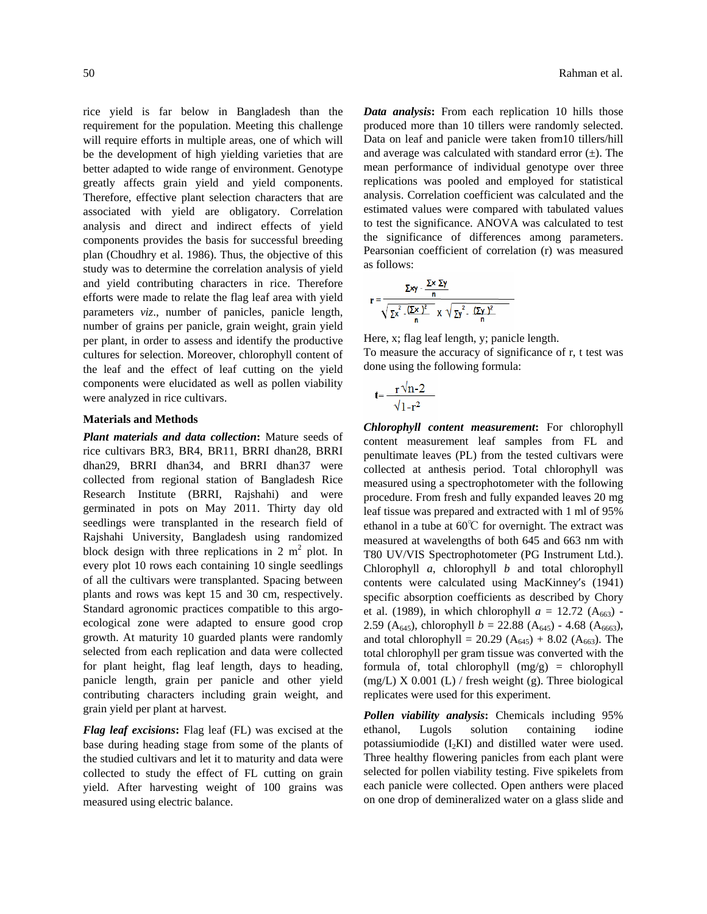rice yield is far below in Bangladesh than the requirement for the population. Meeting this challenge will require efforts in multiple areas, one of which will be the development of high yielding varieties that are better adapted to wide range of environment. Genotype greatly affects grain yield and yield components. Therefore, effective plant selection characters that are associated with yield are obligatory. Correlation analysis and direct and indirect effects of yield components provides the basis for successful breeding plan (Choudhry et al. 1986). Thus, the objective of this study was to determine the correlation analysis of yield and yield contributing characters in rice. Therefore efforts were made to relate the flag leaf area with yield parameters *viz*., number of panicles, panicle length, number of grains per panicle, grain weight, grain yield per plant, in order to assess and identify the productive cultures for selection. Moreover, chlorophyll content of the leaf and the effect of leaf cutting on the yield components were elucidated as well as pollen viability were analyzed in rice cultivars.

## Materials and Methods

***Plant materials and data collection*:** Mature seeds of rice cultivars BR3, BR4, BR11, BRRI dhan28, BRRI dhan29, BRRI dhan34, and BRRI dhan37 were collected from regional station of Bangladesh Rice Research Institute (BRRI, Rajshahi) and were germinated in pots on May 2011. Thirty day old seedlings were transplanted in the research field of Rajshahi University, Bangladesh using randomized block design with three replications in 2 $m^2$ plot. In every plot 10 rows each containing 10 single seedlings of all the cultivars were transplanted. Spacing between plants and rows was kept 15 and 30 cm, respectively. Standard agronomic practices compatible to this argo-ecological zone were adapted to ensure good crop growth. At maturity 10 guarded plants were randomly selected from each replication and data were collected for plant height, flag leaf length, days to heading, panicle length, grain per panicle and other yield contributing characters including grain weight, and grain yield per plant at harvest.

***Flag leaf excisions*:** Flag leaf (FL) was excised at the base during heading stage from some of the plants of the studied cultivars and let it to maturity and data were collected to study the effect of FL cutting on grain yield. After harvesting weight of 100 grains was measured using electric balance.

***Data analysis*:** From each replication 10 hills those produced more than 10 tillers were randomly selected. Data on leaf and panicle were taken from10 tillers/hill and average was calculated with standard error (±). The mean performance of individual genotype over three replications was pooled and employed for statistical analysis. Correlation coefficient was calculated and the estimated values were compared with tabulated values to test the significance. ANOVA was calculated to test the significance of differences among parameters. Pearsonian coefficient of correlation (r) was measured as follows:

$$r = \frac{\Sigma xy - \frac{\Sigma x \, \Sigma y}{n}}{\sqrt{\Sigma x^2 - \frac{(\Sigma x)^2}{n}} \; X \; \sqrt{\Sigma y^2 - \frac{(\Sigma y)^2}{n}}}$$

Here, x; flag leaf length, y; panicle length.

To measure the accuracy of significance of r, t test was done using the following formula:

$$t = \frac{r\sqrt{n-2}}{\sqrt{1-r^2}}$$

***Chlorophyll content measurement*:** For chlorophyll content measurement leaf samples from FL and penultimate leaves (PL) from the tested cultivars were collected at anthesis period. Total chlorophyll was measured using a spectrophotometer with the following procedure. From fresh and fully expanded leaves 20 mg leaf tissue was prepared and extracted with 1 ml of 95% ethanol in a tube at 60℃ for overnight. The extract was measured at wavelengths of both 645 and 663 nm with T80 UV/VIS Spectrophotometer (PG Instrument Ltd.). Chlorophyll *a*, chlorophyll *b* and total chlorophyll contents were calculated using MacKinney′s (1941) specific absorption coefficients as described by Chory et al. (1989), in which chlorophyll $a$ = 12.72 ($A_{663}$) - 2.59 ($A_{645}$), chlorophyll $b$ = 22.88 ($A_{645}$) - 4.68 ($A_{6663}$), and total chlorophyll = 20.29 ($A_{645}$) + 8.02 ($A_{663}$). The total chlorophyll per gram tissue was converted with the formula of, total chlorophyll (mg/g) = chlorophyll (mg/L) X 0.001 (L) / fresh weight (g). Three biological replicates were used for this experiment.

***Pollen viability analysis*:** Chemicals including 95% ethanol, Lugols solution containing iodine potassiumiodide ($I_2KI$) and distilled water were used. Three healthy flowering panicles from each plant were selected for pollen viability testing. Five spikelets from each panicle were collected. Open anthers were placed on one drop of demineralized water on a glass slide and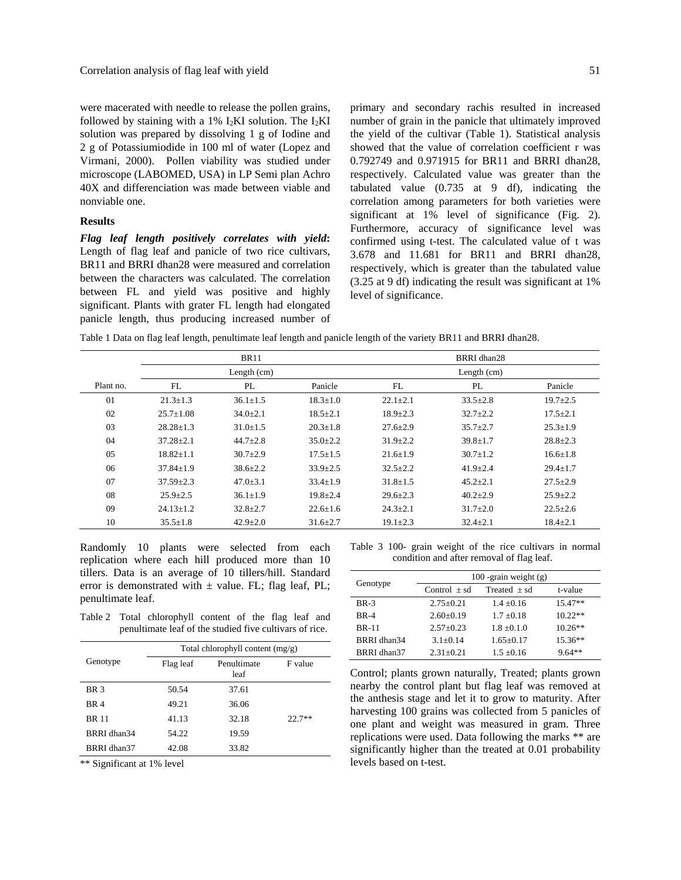were macerated with needle to release the pollen grains, followed by staining with a 1% $I_2KI$ solution. The $I_2KI$ solution was prepared by dissolving 1 g of Iodine and 2 g of Potassiumiodide in 100 ml of water (Lopez and Virmani, 2000). Pollen viability was studied under microscope (LABOMED, USA) in LP Semi plan Achro 40X and differenciation was made between viable and nonviable one.

### Results

***Flag leaf length positively correlates with yield*:** Length of flag leaf and panicle of two rice cultivars, BR11 and BRRI dhan28 were measured and correlation between the characters was calculated. The correlation between FL and yield was positive and highly significant. Plants with grater FL length had elongated panicle length, thus producing increased number of primary and secondary rachis resulted in increased number of grain in the panicle that ultimately improved the yield of the cultivar (Table 1). Statistical analysis showed that the value of correlation coefficient r was 0.792749 and 0.971915 for BR11 and BRRI dhan28, respectively. Calculated value was greater than the tabulated value (0.735 at 9 df), indicating the correlation among parameters for both varieties were significant at 1% level of significance (Fig. 2). Furthermore, accuracy of significance level was confirmed using t-test. The calculated value of t was 3.678 and 11.681 for BR11 and BRRI dhan28, respectively, which is greater than the tabulated value (3.25 at 9 df) indicating the result was significant at 1% level of significance.

Table 1 Data on flag leaf length, penultimate leaf length and panicle length of the variety BR11 and BRRI dhan28.

| | BR11 | | | BRRI dhan28 | | |
|---|---|---|---|---|---|---|
| | Length (cm) | | | Length (cm) | | |
| Plant no. | FL | PL | Panicle | FL | PL | Panicle |
| 01 | 21.3±1.3 | 36.1±1.5 | 18.3±1.0 | 22.1±2.1 | 33.5±2.8 | 19.7±2.5 |
| 02 | 25.7±1.08 | 34.0±2.1 | 18.5±2.1 | 18.9±2.3 | 32.7±2.2 | 17.5±2.1 |
| 03 | 28.28±1.3 | 31.0±1.5 | 20.3±1.8 | 27.6±2.9 | 35.7±2.7 | 25.3±1.9 |
| 04 | 37.28±2.1 | 44.7±2.8 | 35.0±2.2 | 31.9±2.2 | 39.8±1.7 | 28.8±2.3 |
| 05 | 18.82±1.1 | 30.7±2.9 | 17.5±1.5 | 21.6±1.9 | 30.7±1.2 | 16.6±1.8 |
| 06 | 37.84±1.9 | 38.6±2.2 | 33.9±2.5 | 32.5±2.2 | 41.9±2.4 | 29.4±1.7 |
| 07 | 37.59±2.3 | 47.0±3.1 | 33.4±1.9 | 31.8±1.5 | 45.2±2.1 | 27.5±2.9 |
| 08 | 25.9±2.5 | 36.1±1.9 | 19.8±2.4 | 29.6±2.3 | 40.2±2.9 | 25.9±2.2 |
| 09 | 24.13±1.2 | 32.8±2.7 | 22.6±1.6 | 24.3±2.1 | 31.7±2.0 | 22.5±2.6 |
| 10 | 35.5±1.8 | 42.9±2.0 | 31.6±2.7 | 19.1±2.3 | 32.4±2.1 | 18.4±2.1 |

Randomly 10 plants were selected from each replication where each hill produced more than 10 tillers. Data is an average of 10 tillers/hill. Standard error is demonstrated with ± value. FL; flag leaf, PL; penultimate leaf.

Table 2 Total chlorophyll content of the flag leaf and penultimate leaf of the studied five cultivars of rice.

| Genotype | Total chlorophyll content (mg/g) | | |
|---|---|---|---|
| | Flag leaf | Penultimate leaf | F value |
| BR 3 | 50.54 | 37.61 | |
| BR 4 | 49.21 | 36.06 | |
| BR 11 | 41.13 | 32.18 | 22.7** |
| BRRI dhan34 | 54.22 | 19.59 | |
| BRRI dhan37 | 42.08 | 33.82 | |

** Significant at 1% level

Table 3 100- grain weight of the rice cultivars in normal condition and after removal of flag leaf.

| Genotype | 100 -grain weight (g) | | |
|---|---|---|---|
| | Control ± sd | Treated ± sd | t-value |
| BR-3 | 2.75±0.21 | 1.4 ±0.16 | 15.47** |
| BR-4 | 2.60±0.19 | 1.7 ±0.18 | 10.22** |
| BR-11 | 2.57±0.23 | 1.8 ±0.1.0 | 10.26** |
| BRRI dhan34 | 3.1±0.14 | 1.65±0.17 | 15.36** |
| BRRI dhan37 | 2.31±0.21 | 1.5 ±0.16 | 9.64** |

Control; plants grown naturally, Treated; plants grown nearby the control plant but flag leaf was removed at the anthesis stage and let it to grow to maturity. After harvesting 100 grains was collected from 5 panicles of one plant and weight was measured in gram. Three replications were used. Data following the marks ** are significantly higher than the treated at 0.01 probability levels based on t-test.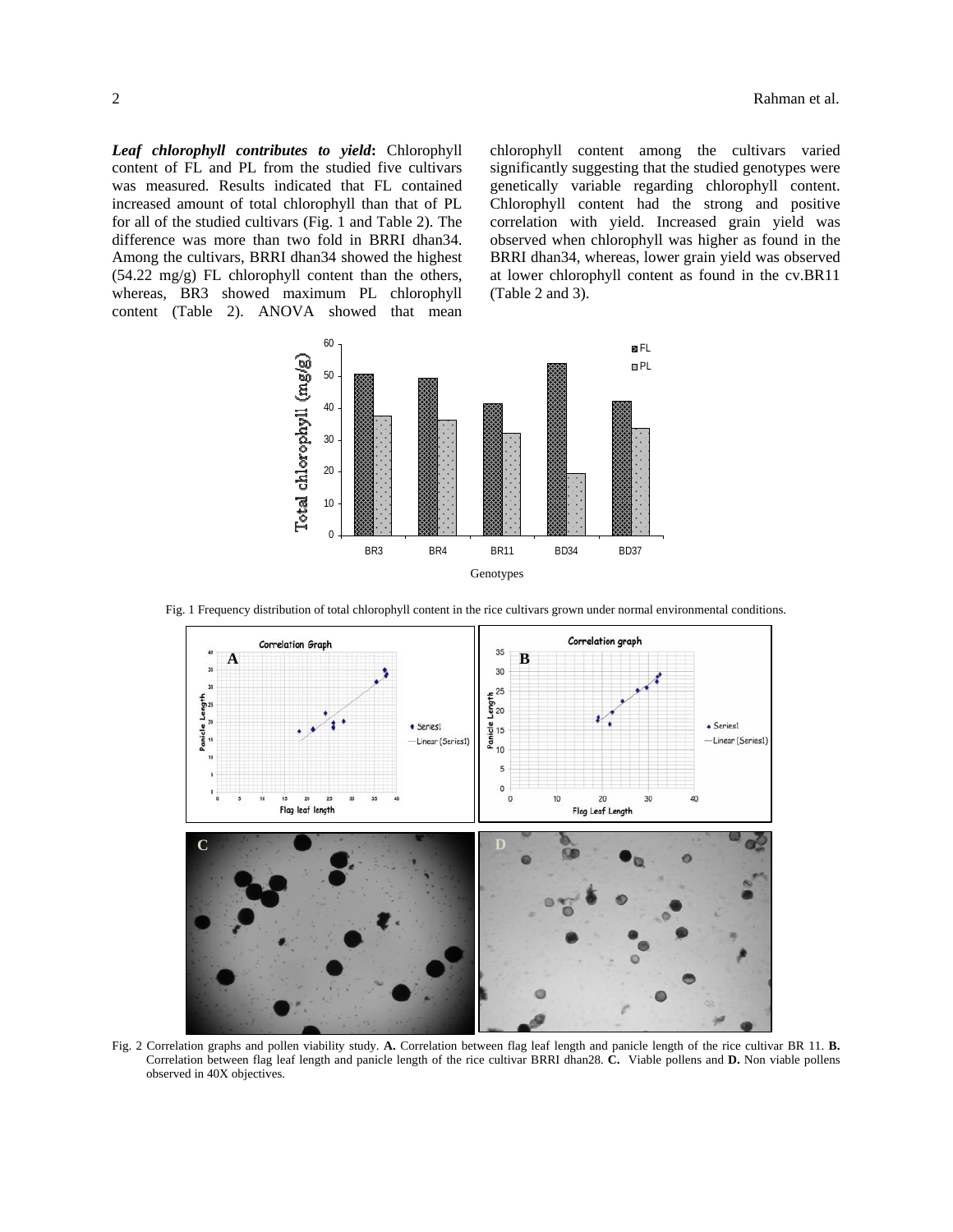***Leaf chlorophyll contributes to yield*:** Chlorophyll content of FL and PL from the studied five cultivars was measured. Results indicated that FL contained increased amount of total chlorophyll than that of PL for all of the studied cultivars (Fig. 1 and Table 2). The difference was more than two fold in BRRI dhan34. Among the cultivars, BRRI dhan34 showed the highest (54.22 mg/g) FL chlorophyll content than the others, whereas, BR3 showed maximum PL chlorophyll content (Table 2). ANOVA showed that mean chlorophyll content among the cultivars varied significantly suggesting that the studied genotypes were genetically variable regarding chlorophyll content. Chlorophyll content had the strong and positive correlation with yield. Increased grain yield was observed when chlorophyll was higher as found in the BRRI dhan34, whereas, lower grain yield was observed at lower chlorophyll content as found in the cv.BR11 (Table 2 and 3).

Total chlorophyll (mg/g)

0
10
20
30
40
50
60

FL
PL

BR3
BR4
BR11
BD34
BD37

Genotypes

Fig. 1 Frequency distribution of total chlorophyll content in the rice cultivars grown under normal environmental conditions.

A

Correlation Graph

Panicle Length

Flag leaf length

Series1
Linear (Series1)

B

Correlation graph

Panicle Length

Flag Leaf Length

Series1
Linear (Series1)

C

D

Fig. 2 Correlation graphs and pollen viability study. **A.** Correlation between flag leaf length and panicle length of the rice cultivar BR 11. **B.** Correlation between flag leaf length and panicle length of the rice cultivar BRRI dhan28. **C.** Viable pollens and **D.** Non viable pollens observed in 40X objectives.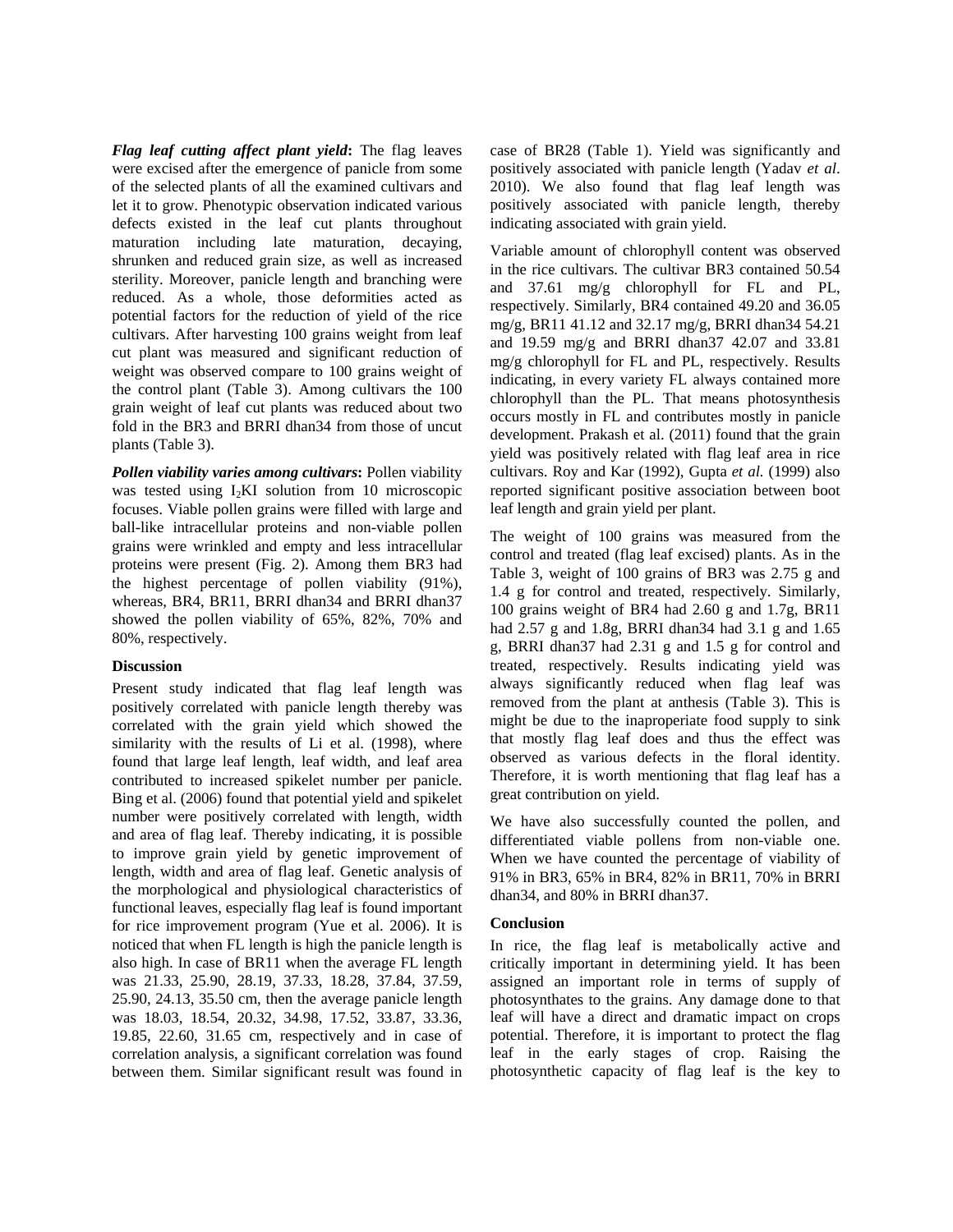***Flag leaf cutting affect plant yield*:** The flag leaves were excised after the emergence of panicle from some of the selected plants of all the examined cultivars and let it to grow. Phenotypic observation indicated various defects existed in the leaf cut plants throughout maturation including late maturation, decaying, shrunken and reduced grain size, as well as increased sterility. Moreover, panicle length and branching were reduced. As a whole, those deformities acted as potential factors for the reduction of yield of the rice cultivars. After harvesting 100 grains weight from leaf cut plant was measured and significant reduction of weight was observed compare to 100 grains weight of the control plant (Table 3). Among cultivars the 100 grain weight of leaf cut plants was reduced about two fold in the BR3 and BRRI dhan34 from those of uncut plants (Table 3).

***Pollen viability varies among cultivars*:** Pollen viability was tested using $I_2KI$ solution from 10 microscopic focuses. Viable pollen grains were filled with large and ball-like intracellular proteins and non-viable pollen grains were wrinkled and empty and less intracellular proteins were present (Fig. 2). Among them BR3 had the highest percentage of pollen viability (91%), whereas, BR4, BR11, BRRI dhan34 and BRRI dhan37 showed the pollen viability of 65%, 82%, 70% and 80%, respectively.

### Discussion

Present study indicated that flag leaf length was positively correlated with panicle length thereby was correlated with the grain yield which showed the similarity with the results of Li et al. (1998), where found that large leaf length, leaf width, and leaf area contributed to increased spikelet number per panicle. Bing et al. (2006) found that potential yield and spikelet number were positively correlated with length, width and area of flag leaf. Thereby indicating, it is possible to improve grain yield by genetic improvement of length, width and area of flag leaf. Genetic analysis of the morphological and physiological characteristics of functional leaves, especially flag leaf is found important for rice improvement program (Yue et al. 2006). It is noticed that when FL length is high the panicle length is also high. In case of BR11 when the average FL length was 21.33, 25.90, 28.19, 37.33, 18.28, 37.84, 37.59, 25.90, 24.13, 35.50 cm, then the average panicle length was 18.03, 18.54, 20.32, 34.98, 17.52, 33.87, 33.36, 19.85, 22.60, 31.65 cm, respectively and in case of correlation analysis, a significant correlation was found between them. Similar significant result was found in case of BR28 (Table 1). Yield was significantly and positively associated with panicle length (Yadav *et al*. 2010). We also found that flag leaf length was positively associated with panicle length, thereby indicating associated with grain yield.

Variable amount of chlorophyll content was observed in the rice cultivars. The cultivar BR3 contained 50.54 and 37.61 mg/g chlorophyll for FL and PL, respectively. Similarly, BR4 contained 49.20 and 36.05 mg/g, BR11 41.12 and 32.17 mg/g, BRRI dhan34 54.21 and 19.59 mg/g and BRRI dhan37 42.07 and 33.81 mg/g chlorophyll for FL and PL, respectively. Results indicating, in every variety FL always contained more chlorophyll than the PL. That means photosynthesis occurs mostly in FL and contributes mostly in panicle development. Prakash et al. (2011) found that the grain yield was positively related with flag leaf area in rice cultivars. Roy and Kar (1992), Gupta *et al.* (1999) also reported significant positive association between boot leaf length and grain yield per plant.

The weight of 100 grains was measured from the control and treated (flag leaf excised) plants. As in the Table 3, weight of 100 grains of BR3 was 2.75 g and 1.4 g for control and treated, respectively. Similarly, 100 grains weight of BR4 had 2.60 g and 1.7g, BR11 had 2.57 g and 1.8g, BRRI dhan34 had 3.1 g and 1.65 g, BRRI dhan37 had 2.31 g and 1.5 g for control and treated, respectively. Results indicating yield was always significantly reduced when flag leaf was removed from the plant at anthesis (Table 3). This is might be due to the inaproperiate food supply to sink that mostly flag leaf does and thus the effect was observed as various defects in the floral identity. Therefore, it is worth mentioning that flag leaf has a great contribution on yield.

We have also successfully counted the pollen, and differentiated viable pollens from non-viable one. When we have counted the percentage of viability of 91% in BR3, 65% in BR4, 82% in BR11, 70% in BRRI dhan34, and 80% in BRRI dhan37.

### Conclusion

In rice, the flag leaf is metabolically active and critically important in determining yield. It has been assigned an important role in terms of supply of photosynthates to the grains. Any damage done to that leaf will have a direct and dramatic impact on crops potential. Therefore, it is important to protect the flag leaf in the early stages of crop. Raising the photosynthetic capacity of flag leaf is the key to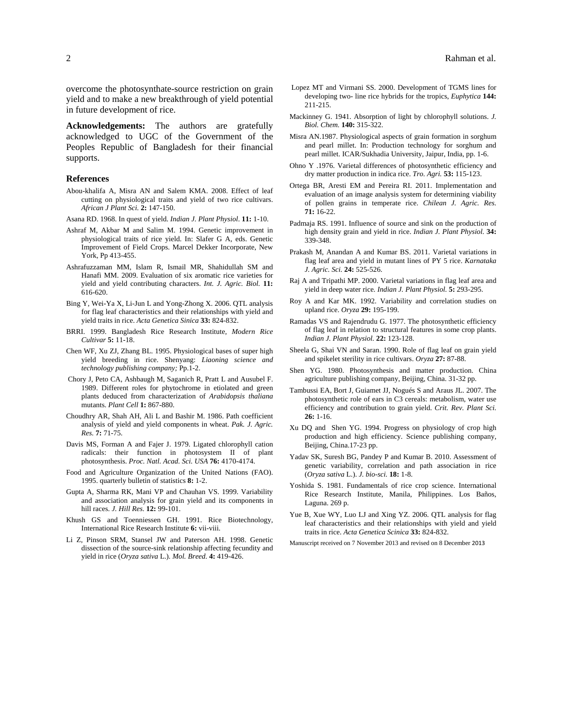overcome the photosynthate-source restriction on grain yield and to make a new breakthrough of yield potential in future development of rice.

**Acknowledgements:** The authors are gratefully acknowledged to UGC of the Government of the Peoples Republic of Bangladesh for their financial supports.

### References

Abou-khalifa A, Misra AN and Salem KMA. 2008. Effect of leaf cutting on physiological traits and yield of two rice cultivars. *African J Plant Sci.* **2:** 147-150.

Asana RD. 1968. In quest of yield. *Indian J. Plant Physiol.* **11:** 1-10.

Ashraf M, Akbar M and Salim M. 1994. Genetic improvement in physiological traits of rice yield. In: Slafer G A, eds. Genetic Improvement of Field Crops. Marcel Dekker Incorporate, New York, Pp 413-455.

Ashrafuzzaman MM, Islam R, Ismail MR, Shahidullah SM and Hanafi MM. 2009. Evaluation of six aromatic rice varieties for yield and yield contributing characters. *Int. J. Agric. Biol.* **11:** 616-620.

Bing Y, Wei-Ya X, Li-Jun L and Yong-Zhong X. 2006. QTL analysis for flag leaf characteristics and their relationships with yield and yield traits in rice. *Acta Genetica Sinica* **33:** 824-832.

BRRI. 1999. Bangladesh Rice Research Institute, *Modern Rice Cultivar* **5:** 11-18.

Chen WF, Xu ZJ, Zhang BL. 1995. Physiological bases of super high yield breeding in rice. Shenyang: *Liaoning science and technology publishing company;* Pp.1-2.

Chory J, Peto CA, Ashbaugh M, Saganich R, Pratt L and Ausubel F. 1989. Different roles for phytochrome in etiolated and green plants deduced from characterization of *Arabidopsis thaliana* mutants. *Plant Cell* **1:** 867-880.

Choudhry AR, Shah AH, Ali L and Bashir M. 1986. Path coefficient analysis of yield and yield components in wheat. *Pak. J. Agric. Res.* **7:** 71-75.

Davis MS, Forman A and Fajer J. 1979. Ligated chlorophyll cation radicals: their function in photosystem II of plant photosynthesis. *Proc. Natl. Acad. Sci. USA* **76:** 4170-4174.

Food and Agriculture Organization of the United Nations (FAO). 1995. quarterly bulletin of statistics **8:** 1-2.

Gupta A, Sharma RK, Mani VP and Chauhan VS. 1999. Variability and association analysis for grain yield and its components in hill races. *J. Hill Res.* **12:** 99-101.

Khush GS and Toenniessen GH. 1991. Rice Biotechnology, International Rice Research Institute **6:** vii-viii.

Li Z, Pinson SRM, Stansel JW and Paterson AH. 1998. Genetic dissection of the source-sink relationship affecting fecundity and yield in rice (*Oryza sativa* L.). *Mol. Breed.* **4:** 419-426.

Lopez MT and Virmani SS. 2000. Development of TGMS lines for developing two- line rice hybrids for the tropics, *Euphytica* **144:** 211-215.

Mackinney G. 1941. Absorption of light by chlorophyll solutions. *J. Biol. Chem.* **140:** 315-322.

Misra AN.1987. Physiological aspects of grain formation in sorghum and pearl millet. In: Production technology for sorghum and pearl millet. ICAR/Sukhadia University, Jaipur, India, pp. 1-6.

Ohno Y .1976. Varietal differences of photosynthetic efficiency and dry matter production in indica rice. *Tro. Agri.* **53:** 115-123.

Ortega BR, Aresti EM and Pereira RI. 2011. Implementation and evaluation of an image analysis system for determining viability of pollen grains in temperate rice. *Chilean J. Agric. Res.* **71:** 16-22.

Padmaja RS. 1991. Influence of source and sink on the production of high density grain and yield in rice. *Indian J. Plant Physiol.* **34:** 339-348.

Prakash M, Anandan A and Kumar BS. 2011. Varietal variations in flag leaf area and yield in mutant lines of PY 5 rice. *Karnataka J. Agric. Sci.* **24:** 525-526.

Raj A and Tripathi MP. 2000. Varietal variations in flag leaf area and yield in deep water rice. *Indian J. Plant Physiol.* **5:** 293-295.

Roy A and Kar MK. 1992. Variability and correlation studies on upland rice. *Oryza* **29:** 195-199.

Ramadas VS and Rajendrudu G. 1977. The photosynthetic efficiency of flag leaf in relation to structural features in some crop plants. *Indian J. Plant Physiol.* **22:** 123-128.

Sheela G, Shai VN and Saran. 1990. Role of flag leaf on grain yield and spikelet sterility in rice cultivars. *Oryza* **27:** 87-88.

Shen YG. 1980. Photosynthesis and matter production. China agriculture publishing company, Beijing, China. 31-32 pp.

Tambussi EA, Bort J, Guiamet JJ, Nogués S and Araus JL. 2007. The photosynthetic role of ears in C3 cereals: metabolism, water use efficiency and contribution to grain yield. *Crit. Rev. Plant Sci.* **26:** 1-16.

Xu DQ and Shen YG. 1994. Progress on physiology of crop high production and high efficiency. Science publishing company, Beijing, China.17-23 pp.

Yadav SK, Suresh BG, Pandey P and Kumar B. 2010. Assessment of genetic variability, correlation and path association in rice (*Oryza sativa* L.). *J. bio-sci.* **18:** 1-8.

Yoshida S. 1981. Fundamentals of rice crop science. International Rice Research Institute, Manila, Philippines. Los Baños, Laguna. 269 p.

Yue B, Xue WY, Luo LJ and Xing YZ. 2006. QTL analysis for flag leaf characteristics and their relationships with yield and yield traits in rice. *Acta Genetica Scinica* **33:** 824-832.

Manuscript received on 7 November 2013 and revised on 8 December 2013